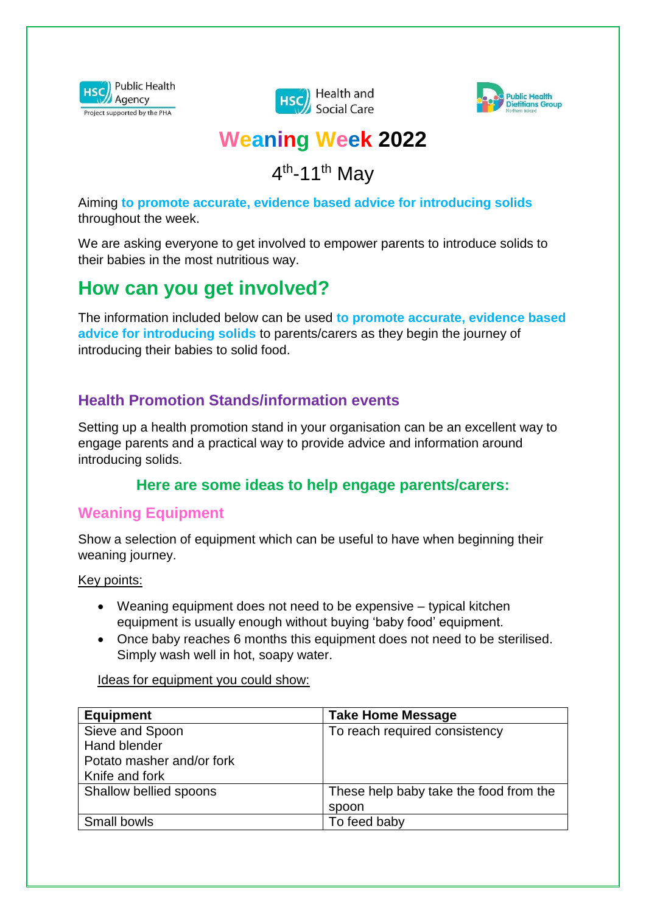Public Health Agency
Project supported by the PHA

Health and Social Care

Public Health Dietitians Group
Northern Ireland

# Weaning Week 2022

4th-11th May

Aiming **to promote accurate, evidence based advice for introducing solids** throughout the week.

We are asking everyone to get involved to empower parents to introduce solids to their babies in the most nutritious way.

## How can you get involved?

The information included below can be used **to promote accurate, evidence based advice for introducing solids** to parents/carers as they begin the journey of introducing their babies to solid food.

### Health Promotion Stands/information events

Setting up a health promotion stand in your organisation can be an excellent way to engage parents and a practical way to provide advice and information around introducing solids.

### Here are some ideas to help engage parents/carers:

### Weaning Equipment

Show a selection of equipment which can be useful to have when beginning their weaning journey.

Key points:

- Weaning equipment does not need to be expensive – typical kitchen equipment is usually enough without buying 'baby food' equipment.
- Once baby reaches 6 months this equipment does not need to be sterilised. Simply wash well in hot, soapy water.

Ideas for equipment you could show:

| Equipment | Take Home Message |
|---|---|
| Sieve and Spoon<br>Hand blender<br>Potato masher and/or fork<br>Knife and fork | To reach required consistency |
| Shallow bellied spoons | These help baby take the food from the spoon |
| Small bowls | To feed baby |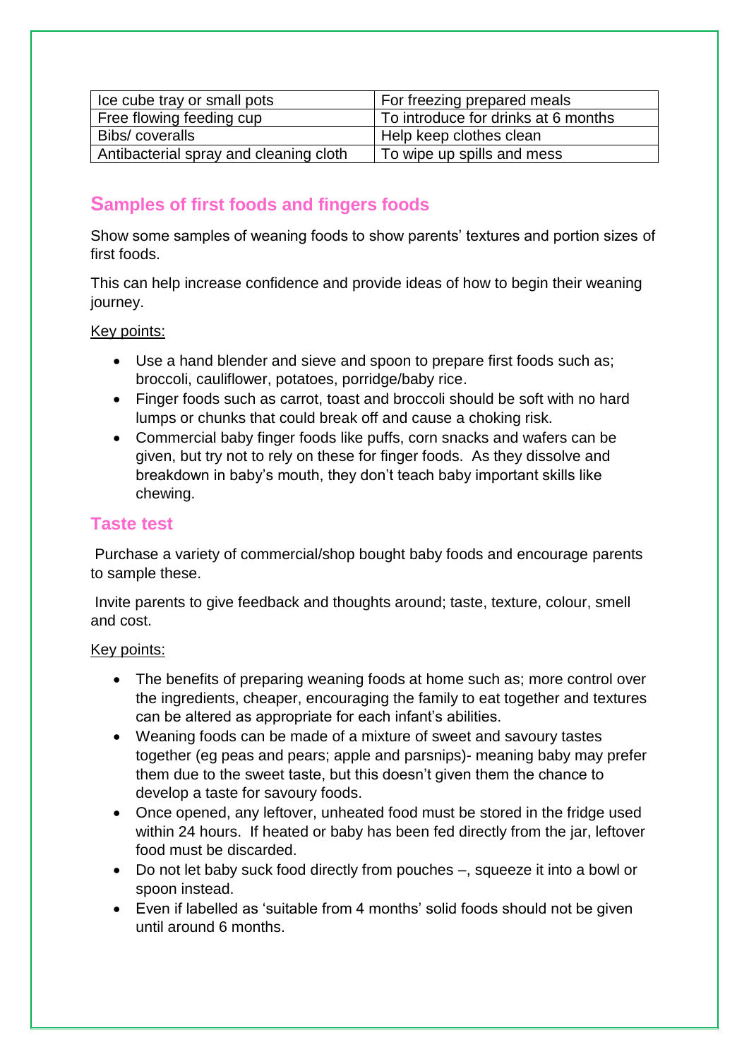| Ice cube tray or small pots | For freezing prepared meals |
|---|---|
| Free flowing feeding cup | To introduce for drinks at 6 months |
| Bibs/ coveralls | Help keep clothes clean |
| Antibacterial spray and cleaning cloth | To wipe up spills and mess |

## Samples of first foods and fingers foods

Show some samples of weaning foods to show parents' textures and portion sizes of first foods.

This can help increase confidence and provide ideas of how to begin their weaning journey.

Key points:

- Use a hand blender and sieve and spoon to prepare first foods such as; broccoli, cauliflower, potatoes, porridge/baby rice.
- Finger foods such as carrot, toast and broccoli should be soft with no hard lumps or chunks that could break off and cause a choking risk.
- Commercial baby finger foods like puffs, corn snacks and wafers can be given, but try not to rely on these for finger foods. As they dissolve and breakdown in baby's mouth, they don't teach baby important skills like chewing.

## Taste test

Purchase a variety of commercial/shop bought baby foods and encourage parents to sample these.

Invite parents to give feedback and thoughts around; taste, texture, colour, smell and cost.

Key points:

- The benefits of preparing weaning foods at home such as; more control over the ingredients, cheaper, encouraging the family to eat together and textures can be altered as appropriate for each infant's abilities.
- Weaning foods can be made of a mixture of sweet and savoury tastes together (eg peas and pears; apple and parsnips)- meaning baby may prefer them due to the sweet taste, but this doesn't given them the chance to develop a taste for savoury foods.
- Once opened, any leftover, unheated food must be stored in the fridge used within 24 hours. If heated or baby has been fed directly from the jar, leftover food must be discarded.
- Do not let baby suck food directly from pouches –, squeeze it into a bowl or spoon instead.
- Even if labelled as 'suitable from 4 months' solid foods should not be given until around 6 months.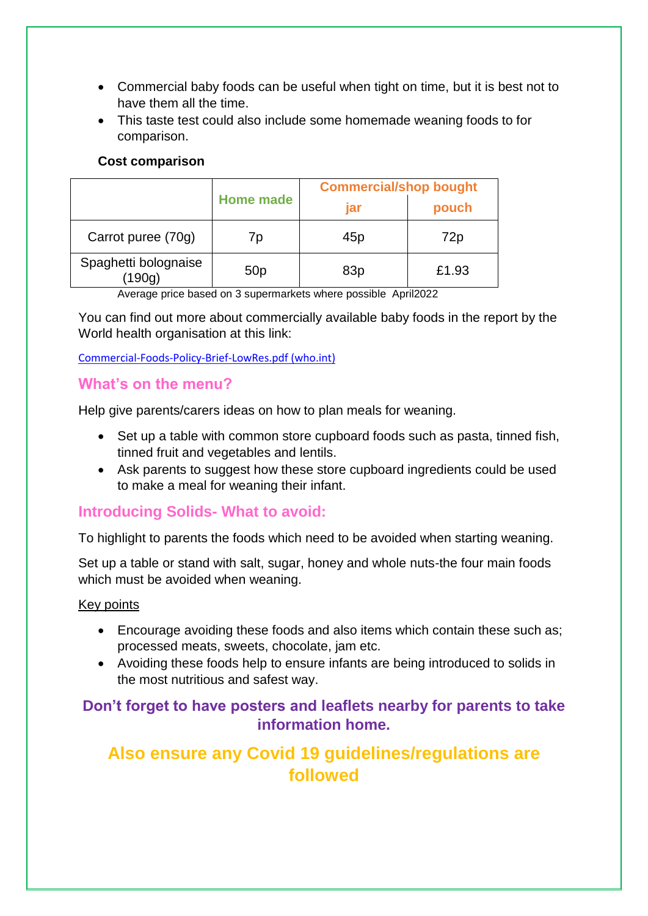- Commercial baby foods can be useful when tight on time, but it is best not to have them all the time.
- This taste test could also include some homemade weaning foods to for comparison.

**Cost comparison**

| | Home made | Commercial/shop bought | |
|---|---|---|---|
| | | jar | pouch |
| Carrot puree (70g) | 7p | 45p | 72p |
| Spaghetti bolognaise (190g) | 50p | 83p | £1.93 |

Average price based on 3 supermarkets where possible April2022

You can find out more about commercially available baby foods in the report by the World health organisation at this link:

[Commercial-Foods-Policy-Brief-LowRes.pdf (who.int)]

## What's on the menu?

Help give parents/carers ideas on how to plan meals for weaning.

- Set up a table with common store cupboard foods such as pasta, tinned fish, tinned fruit and vegetables and lentils.
- Ask parents to suggest how these store cupboard ingredients could be used to make a meal for weaning their infant.

## Introducing Solids- What to avoid:

To highlight to parents the foods which need to be avoided when starting weaning.

Set up a table or stand with salt, sugar, honey and whole nuts-the four main foods which must be avoided when weaning.

Key points

- Encourage avoiding these foods and also items which contain these such as; processed meats, sweets, chocolate, jam etc.
- Avoiding these foods help to ensure infants are being introduced to solids in the most nutritious and safest way.

**Don't forget to have posters and leaflets nearby for parents to take information home.**

**Also ensure any Covid 19 guidelines/regulations are followed**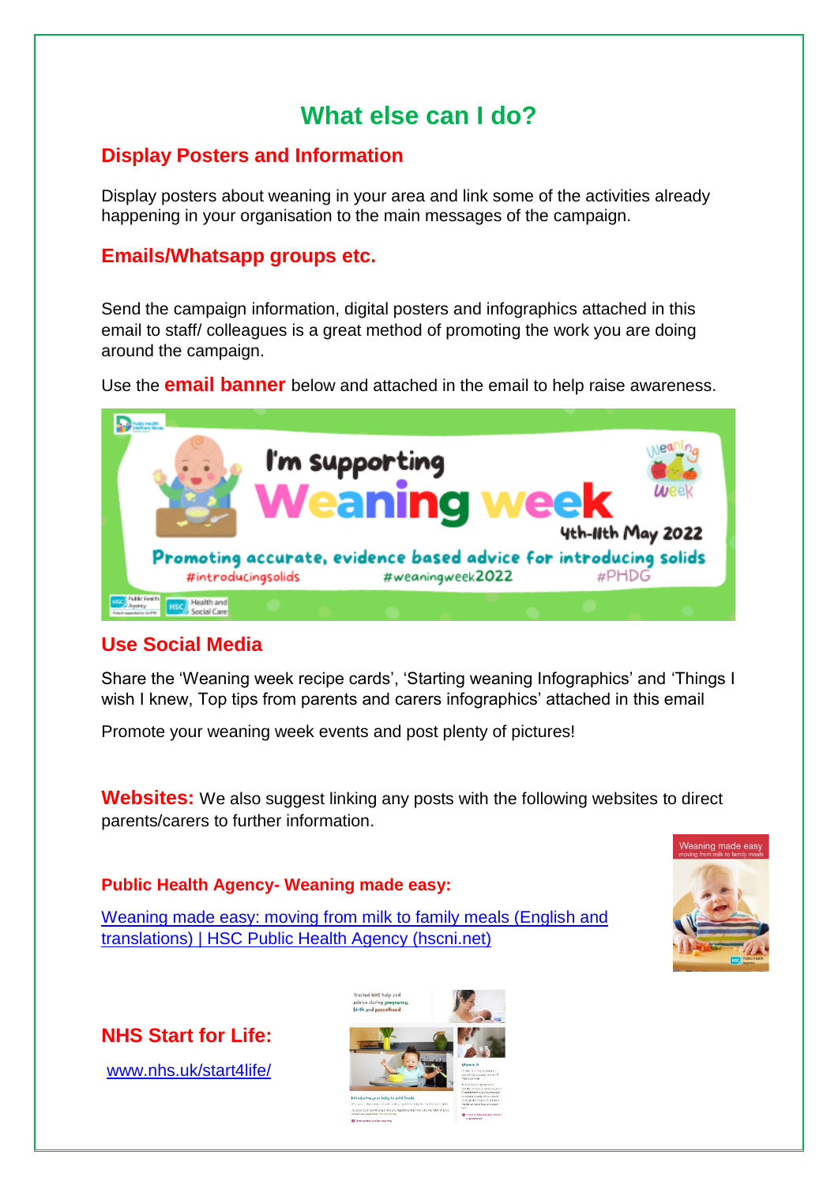# What else can I do?

## Display Posters and Information

Display posters about weaning in your area and link some of the activities already happening in your organisation to the main messages of the campaign.

## Emails/Whatsapp groups etc.

Send the campaign information, digital posters and infographics attached in this email to staff/ colleagues is a great method of promoting the work you are doing around the campaign.

Use the **email banner** below and attached in the email to help raise awareness.

## Use Social Media

Share the 'Weaning week recipe cards', 'Starting weaning Infographics' and 'Things I wish I knew, Top tips from parents and carers infographics' attached in this email

Promote your weaning week events and post plenty of pictures!

**Websites:** We also suggest linking any posts with the following websites to direct parents/carers to further information.

### Public Health Agency- Weaning made easy:

[Weaning made easy: moving from milk to family meals (English and translations) | HSC Public Health Agency (hscni.net)]

## NHS Start for Life:

www.nhs.uk/start4life/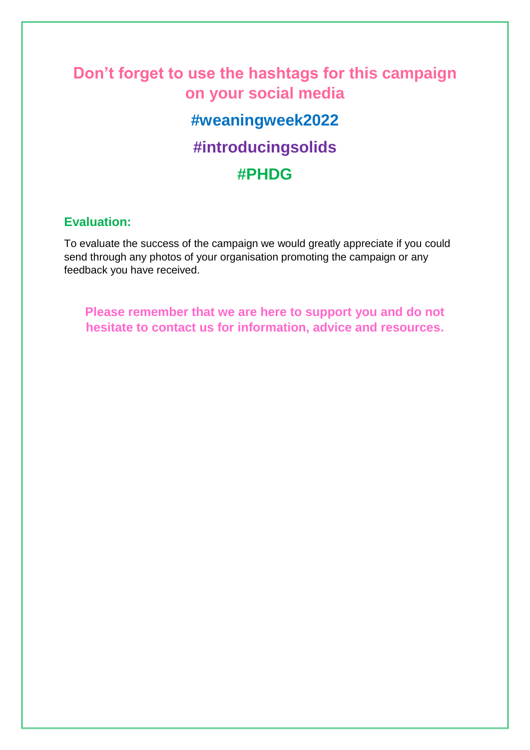## Don’t forget to use the hashtags for this campaign on your social media

### #weaningweek2022

### #introducingsolids

### #PHDG

### Evaluation:

To evaluate the success of the campaign we would greatly appreciate if you could send through any photos of your organisation promoting the campaign or any feedback you have received.

**Please remember that we are here to support you and do not hesitate to contact us for information, advice and resources.**